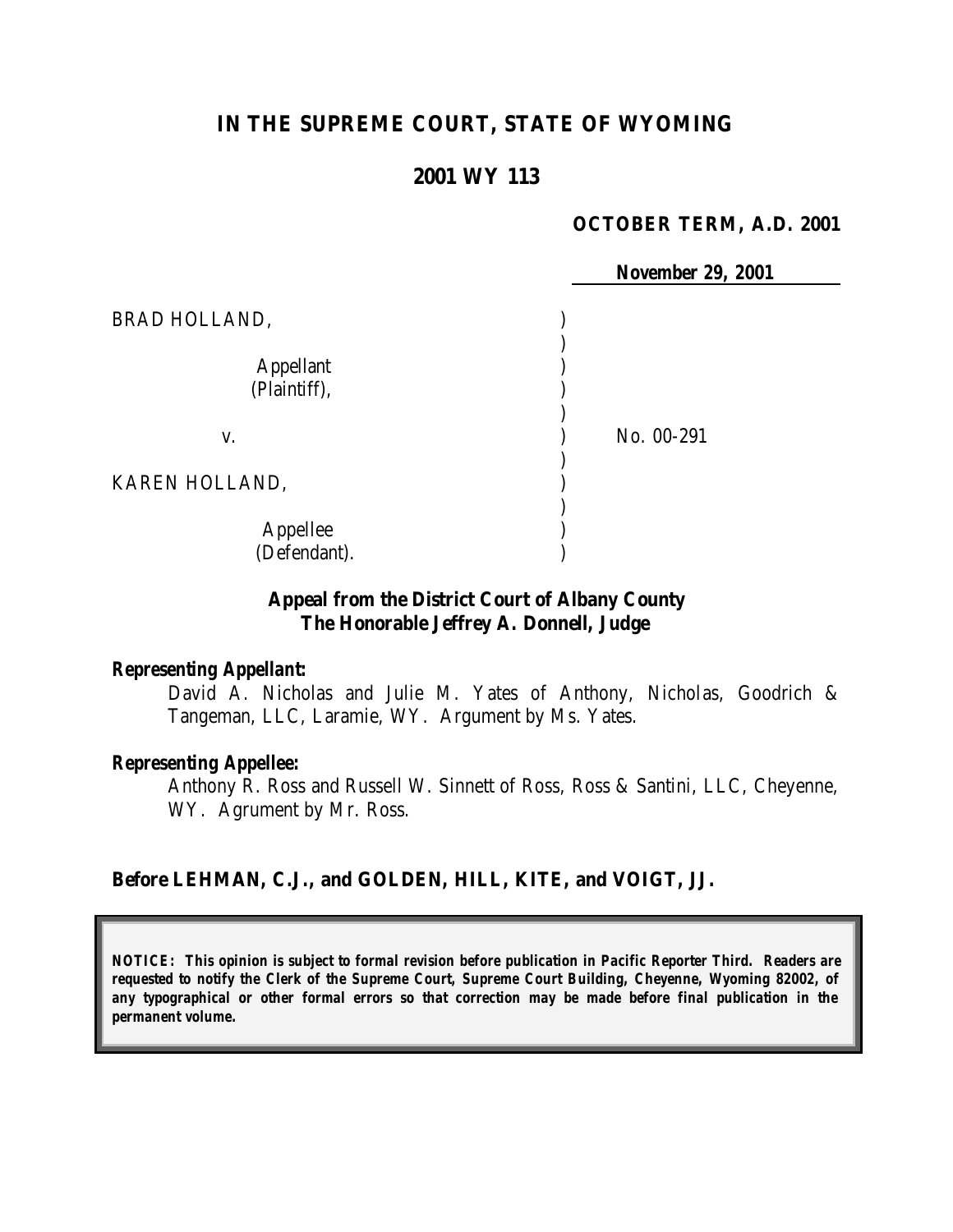# IN THE SUPREME COURT, STATE OF WYOMING

## 2001 WY 113

**OCTOBER TERM, A.D. 2001**

**November 29, 2001**

BRAD HOLLAND,

Appellant
(Plaintiff),

v.

No. 00-291

KAREN HOLLAND,

Appellee
(Defendant).

**Appeal from the District Court of Albany County**
**The Honorable Jeffrey A. Donnell, Judge**

***Representing Appellant:***

David A. Nicholas and Julie M. Yates of Anthony, Nicholas, Goodrich & Tangeman, LLC, Laramie, WY. Argument by Ms. Yates.

***Representing Appellee:***

Anthony R. Ross and Russell W. Sinnett of Ross, Ross & Santini, LLC, Cheyenne, WY. Agrument by Mr. Ross.

**Before LEHMAN, C.J., and GOLDEN, HILL, KITE, and VOIGT, JJ.**

***NOTICE: This opinion is subject to formal revision before publication in Pacific Reporter Third. Readers are requested to notify the Clerk of the Supreme Court, Supreme Court Building, Cheyenne, Wyoming 82002, of any typographical or other formal errors so that correction may be made before final publication in the permanent volume.***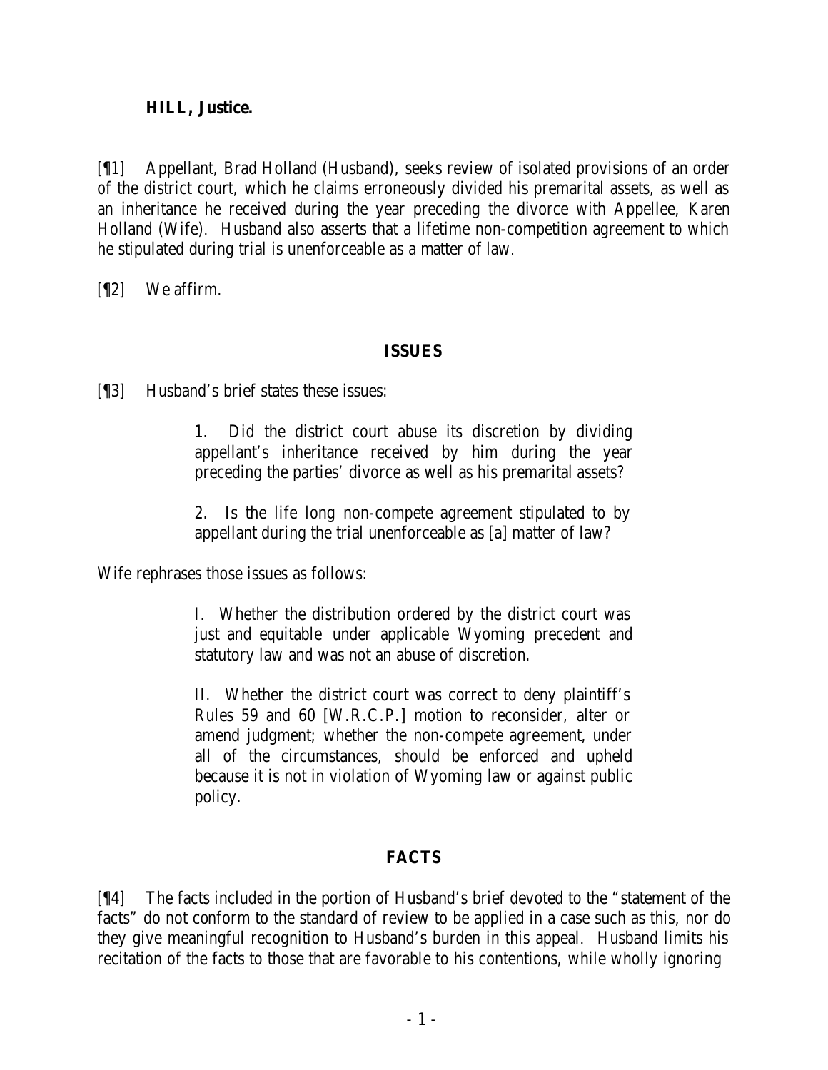**HILL, Justice.**

[¶1] Appellant, Brad Holland (Husband), seeks review of isolated provisions of an order of the district court, which he claims erroneously divided his premarital assets, as well as an inheritance he received during the year preceding the divorce with Appellee, Karen Holland (Wife). Husband also asserts that a lifetime non-competition agreement to which he stipulated during trial is unenforceable as a matter of law.

[¶2] We affirm.

## ISSUES

[¶3] Husband's brief states these issues:

> 1. Did the district court abuse its discretion by dividing appellant's inheritance received by him during the year preceding the parties' divorce as well as his premarital assets?
>
> 2. Is the life long non-compete agreement stipulated to by appellant during the trial unenforceable as [a] matter of law?

Wife rephrases those issues as follows:

> I. Whether the distribution ordered by the district court was just and equitable under applicable Wyoming precedent and statutory law and was not an abuse of discretion.
>
> II. Whether the district court was correct to deny plaintiff's Rules 59 and 60 [W.R.C.P.] motion to reconsider, alter or amend judgment; whether the non-compete agreement, under all of the circumstances, should be enforced and upheld because it is not in violation of Wyoming law or against public policy.

## FACTS

[¶4] The facts included in the portion of Husband's brief devoted to the "statement of the facts" do not conform to the standard of review to be applied in a case such as this, nor do they give meaningful recognition to Husband's burden in this appeal. Husband limits his recitation of the facts to those that are favorable to his contentions, while wholly ignoring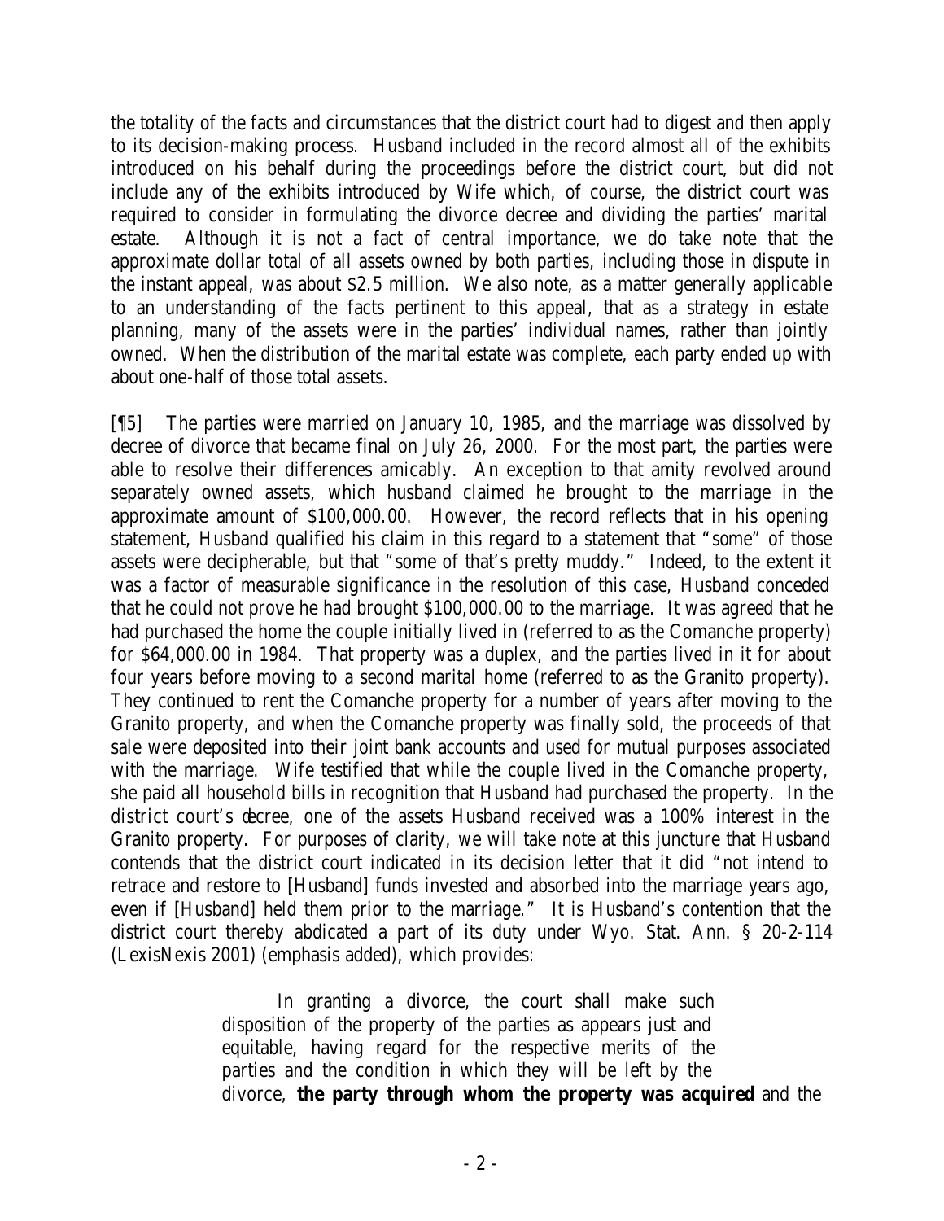the totality of the facts and circumstances that the district court had to digest and then apply to its decision-making process. Husband included in the record almost all of the exhibits introduced on his behalf during the proceedings before the district court, but did not include any of the exhibits introduced by Wife which, of course, the district court was required to consider in formulating the divorce decree and dividing the parties' marital estate. Although it is not a fact of central importance, we do take note that the approximate dollar total of all assets owned by both parties, including those in dispute in the instant appeal, was about $2.5 million. We also note, as a matter generally applicable to an understanding of the facts pertinent to this appeal, that as a strategy in estate planning, many of the assets were in the parties' individual names, rather than jointly owned. When the distribution of the marital estate was complete, each party ended up with about one-half of those total assets.

[¶5] The parties were married on January 10, 1985, and the marriage was dissolved by decree of divorce that became final on July 26, 2000. For the most part, the parties were able to resolve their differences amicably. An exception to that amity revolved around separately owned assets, which husband claimed he brought to the marriage in the approximate amount of $100,000.00. However, the record reflects that in his opening statement, Husband qualified his claim in this regard to a statement that "some" of those assets were decipherable, but that "some of that's pretty muddy." Indeed, to the extent it was a factor of measurable significance in the resolution of this case, Husband conceded that he could not prove he had brought $100,000.00 to the marriage. It was agreed that he had purchased the home the couple initially lived in (referred to as the Comanche property) for $64,000.00 in 1984. That property was a duplex, and the parties lived in it for about four years before moving to a second marital home (referred to as the Granito property). They continued to rent the Comanche property for a number of years after moving to the Granito property, and when the Comanche property was finally sold, the proceeds of that sale were deposited into their joint bank accounts and used for mutual purposes associated with the marriage. Wife testified that while the couple lived in the Comanche property, she paid all household bills in recognition that Husband had purchased the property. In the district court's decree, one of the assets Husband received was a 100% interest in the Granito property. For purposes of clarity, we will take note at this juncture that Husband contends that the district court indicated in its decision letter that it did "not intend to retrace and restore to [Husband] funds invested and absorbed into the marriage years ago, even if [Husband] held them prior to the marriage." It is Husband's contention that the district court thereby abdicated a part of its duty under Wyo. Stat. Ann. § 20-2-114 (LexisNexis 2001) (emphasis added), which provides:

> In granting a divorce, the court shall make such disposition of the property of the parties as appears just and equitable, having regard for the respective merits of the parties and the condition in which they will be left by the divorce, **the party through whom the property was acquired** and the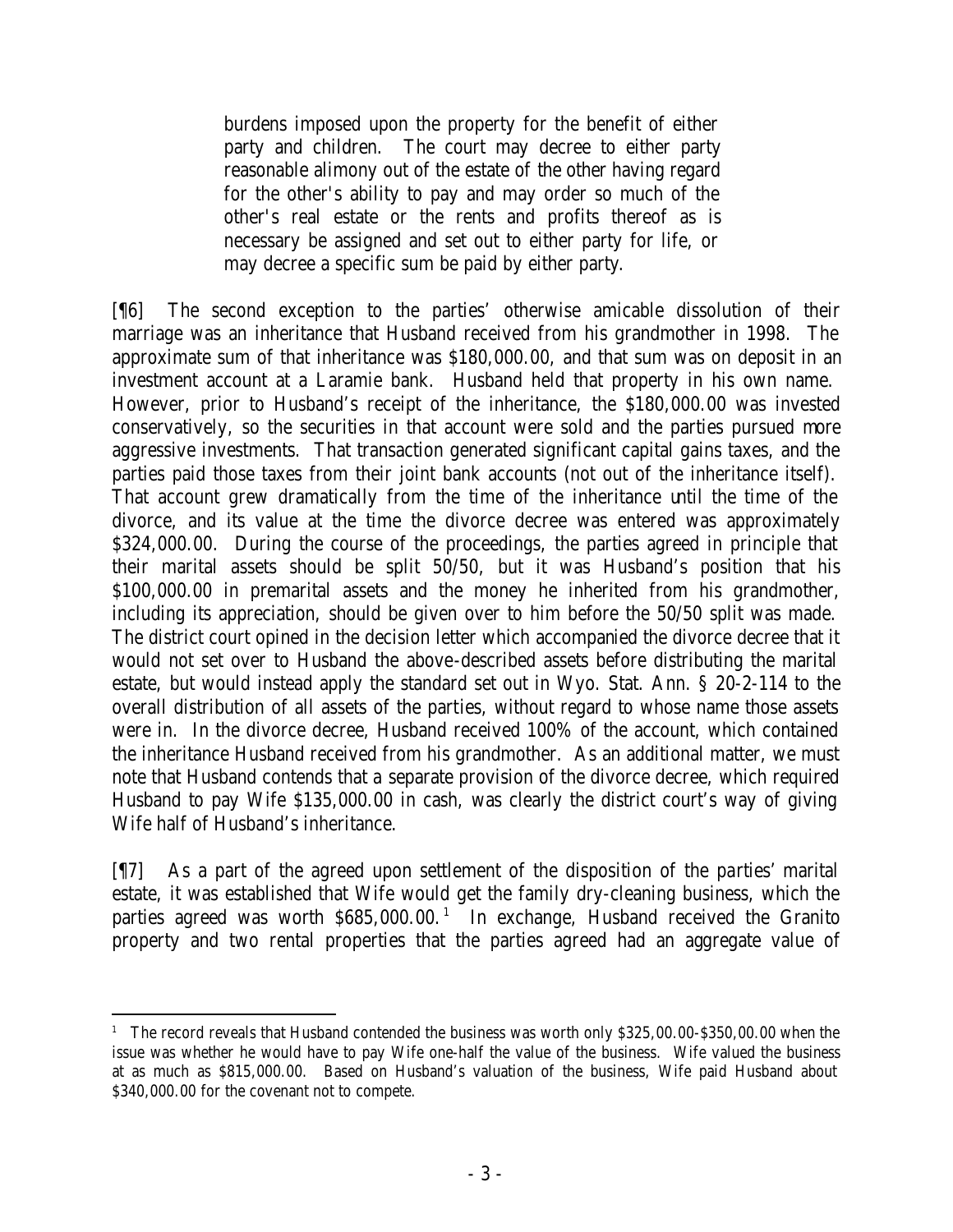> burdens imposed upon the property for the benefit of either party and children. The court may decree to either party reasonable alimony out of the estate of the other having regard for the other's ability to pay and may order so much of the other's real estate or the rents and profits thereof as is necessary be assigned and set out to either party for life, or may decree a specific sum be paid by either party.

[¶6] The second exception to the parties' otherwise amicable dissolution of their marriage was an inheritance that Husband received from his grandmother in 1998. The approximate sum of that inheritance was $180,000.00, and that sum was on deposit in an investment account at a Laramie bank. Husband held that property in his own name. However, prior to Husband's receipt of the inheritance, the $180,000.00 was invested conservatively, so the securities in that account were sold and the parties pursued more aggressive investments. That transaction generated significant capital gains taxes, and the parties paid those taxes from their joint bank accounts (not out of the inheritance itself). That account grew dramatically from the time of the inheritance until the time of the divorce, and its value at the time the divorce decree was entered was approximately $324,000.00. During the course of the proceedings, the parties agreed in principle that their marital assets should be split 50/50, but it was Husband's position that his $100,000.00 in premarital assets and the money he inherited from his grandmother, including its appreciation, should be given over to him before the 50/50 split was made. The district court opined in the decision letter which accompanied the divorce decree that it would not set over to Husband the above-described assets before distributing the marital estate, but would instead apply the standard set out in Wyo. Stat. Ann. § 20-2-114 to the overall distribution of all assets of the parties, without regard to whose name those assets were in. In the divorce decree, Husband received 100% of the account, which contained the inheritance Husband received from his grandmother. As an additional matter, we must note that Husband contends that a separate provision of the divorce decree, which required Husband to pay Wife $135,000.00 in cash, was clearly the district court's way of giving Wife half of Husband's inheritance.

[¶7] As a part of the agreed upon settlement of the disposition of the parties' marital estate, it was established that Wife would get the family dry-cleaning business, which the parties agreed was worth $685,000.00.[1] In exchange, Husband received the Granito property and two rental properties that the parties agreed had an aggregate value of

---

[1] The record reveals that Husband contended the business was worth only $325,00.00-$350,00.00 when the issue was whether he would have to pay Wife one-half the value of the business. Wife valued the business at as much as $815,000.00. Based on Husband's valuation of the business, Wife paid Husband about $340,000.00 for the covenant not to compete.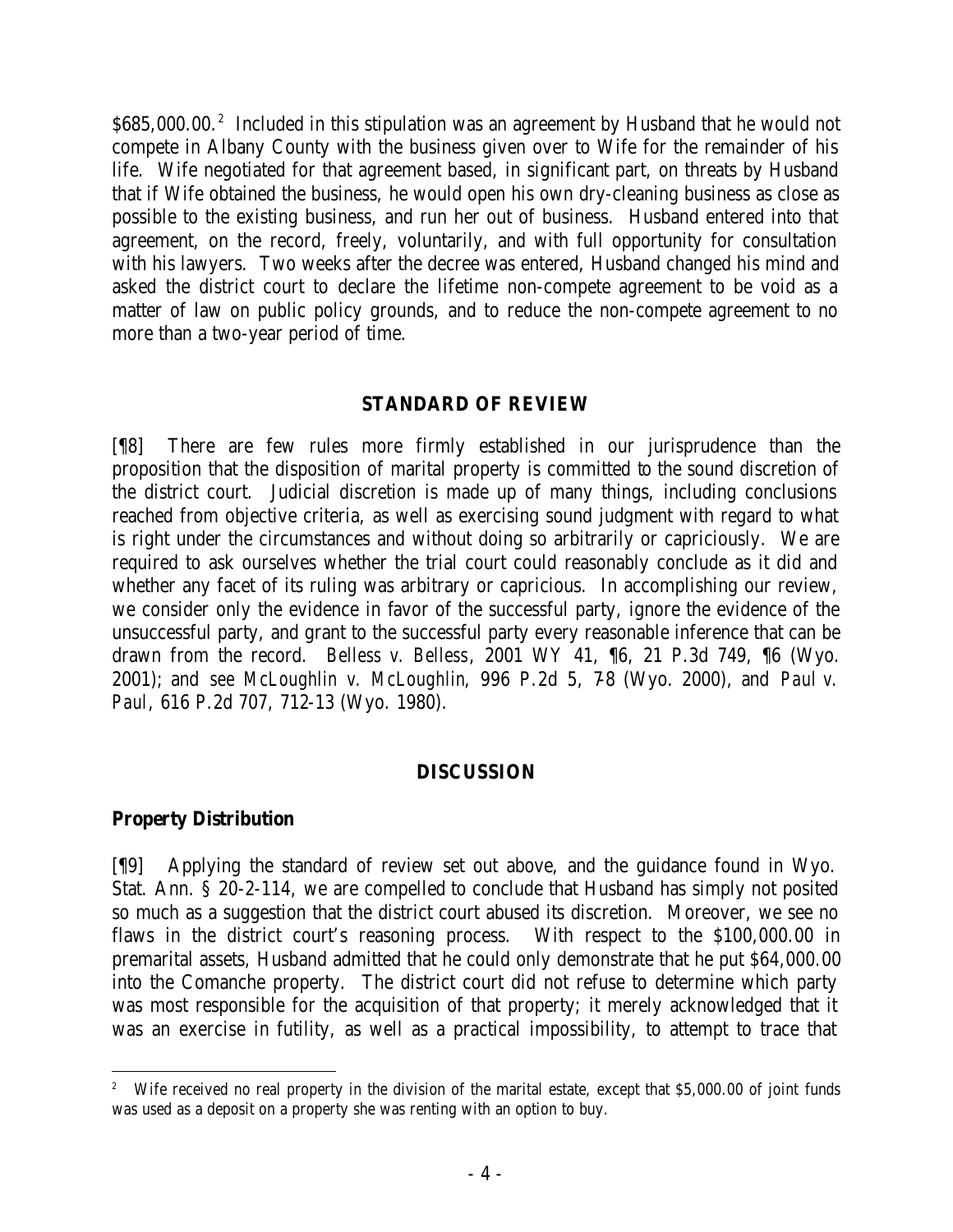$685,000.00.[2] Included in this stipulation was an agreement by Husband that he would not compete in Albany County with the business given over to Wife for the remainder of his life. Wife negotiated for that agreement based, in significant part, on threats by Husband that if Wife obtained the business, he would open his own dry-cleaning business as close as possible to the existing business, and run her out of business. Husband entered into that agreement, on the record, freely, voluntarily, and with full opportunity for consultation with his lawyers. Two weeks after the decree was entered, Husband changed his mind and asked the district court to declare the lifetime non-compete agreement to be void as a matter of law on public policy grounds, and to reduce the non-compete agreement to no more than a two-year period of time.

## STANDARD OF REVIEW

[¶8] There are few rules more firmly established in our jurisprudence than the proposition that the disposition of marital property is committed to the sound discretion of the district court. Judicial discretion is made up of many things, including conclusions reached from objective criteria, as well as exercising sound judgment with regard to what is right under the circumstances and without doing so arbitrarily or capriciously. We are required to ask ourselves whether the trial court could reasonably conclude as it did and whether any facet of its ruling was arbitrary or capricious. In accomplishing our review, we consider only the evidence in favor of the successful party, ignore the evidence of the unsuccessful party, and grant to the successful party every reasonable inference that can be drawn from the record. *Belless v. Belless*, 2001 WY 41, ¶6, 21 P.3d 749, ¶6 (Wyo. 2001); and *see McLoughlin v. McLoughlin*, 996 P.2d 5, 7-8 (Wyo. 2000), and *Paul v. Paul*, 616 P.2d 707, 712-13 (Wyo. 1980).

## DISCUSSION

### Property Distribution

[¶9] Applying the standard of review set out above, and the guidance found in Wyo. Stat. Ann. § 20-2-114, we are compelled to conclude that Husband has simply not posited so much as a suggestion that the district court abused its discretion. Moreover, we see no flaws in the district court's reasoning process. With respect to the $100,000.00 in premarital assets, Husband admitted that he could only demonstrate that he put $64,000.00 into the Comanche property. The district court did not refuse to determine which party was most responsible for the acquisition of that property; it merely acknowledged that it was an exercise in futility, as well as a practical impossibility, to attempt to trace that

[2] Wife received no real property in the division of the marital estate, except that $5,000.00 of joint funds was used as a deposit on a property she was renting with an option to buy.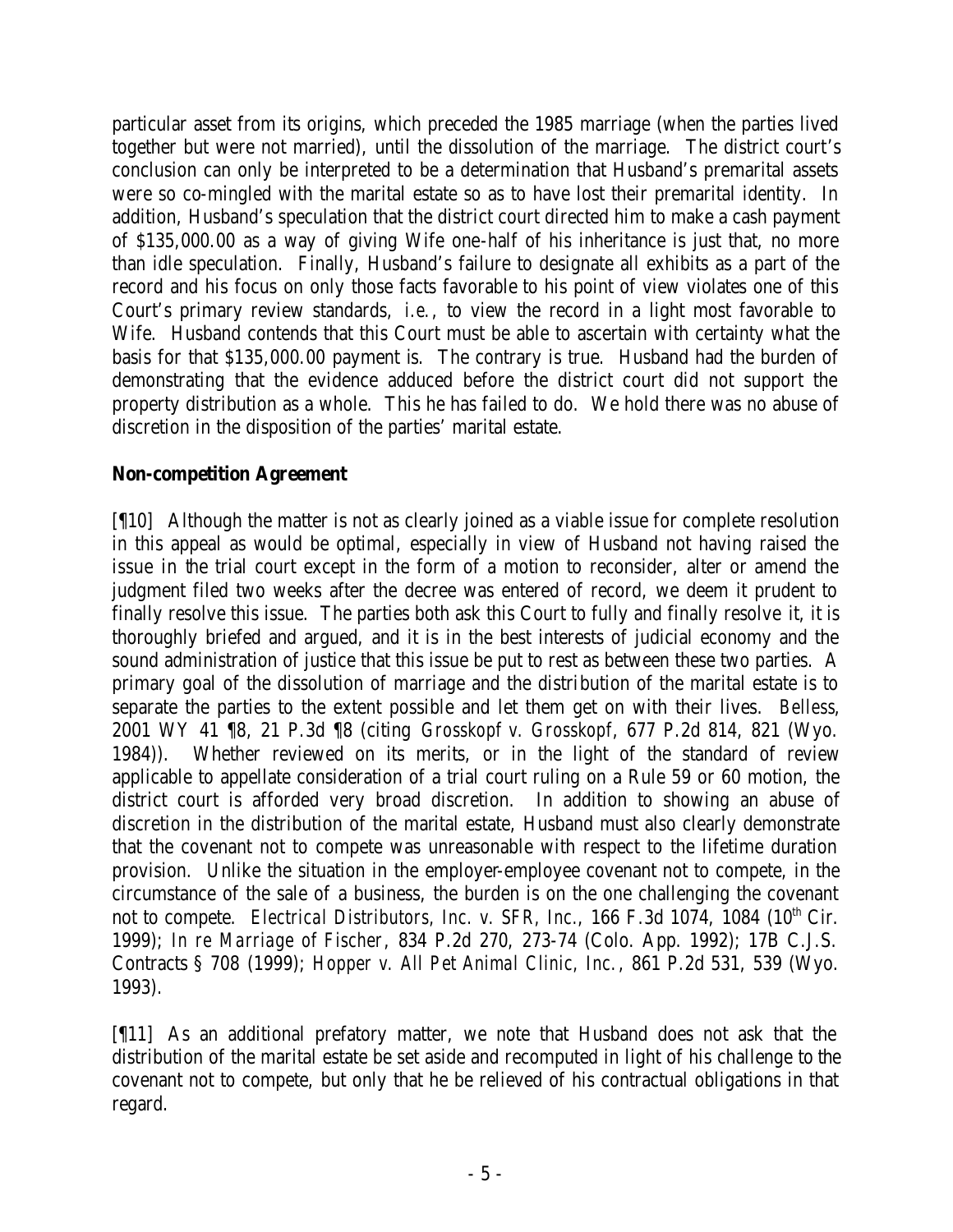particular asset from its origins, which preceded the 1985 marriage (when the parties lived together but were not married), until the dissolution of the marriage. The district court's conclusion can only be interpreted to be a determination that Husband's premarital assets were so co-mingled with the marital estate so as to have lost their premarital identity. In addition, Husband's speculation that the district court directed him to make a cash payment of $135,000.00 as a way of giving Wife one-half of his inheritance is just that, no more than idle speculation. Finally, Husband's failure to designate all exhibits as a part of the record and his focus on only those facts favorable to his point of view violates one of this Court's primary review standards, *i.e.*, to view the record in a light most favorable to Wife. Husband contends that this Court must be able to ascertain with certainty what the basis for that $135,000.00 payment is. The contrary is true. Husband had the burden of demonstrating that the evidence adduced before the district court did not support the property distribution as a whole. This he has failed to do. We hold there was no abuse of discretion in the disposition of the parties' marital estate.

**Non-competition Agreement**

[¶10] Although the matter is not as clearly joined as a viable issue for complete resolution in this appeal as would be optimal, especially in view of Husband not having raised the issue in the trial court except in the form of a motion to reconsider, alter or amend the judgment filed two weeks after the decree was entered of record, we deem it prudent to finally resolve this issue. The parties both ask this Court to fully and finally resolve it, it is thoroughly briefed and argued, and it is in the best interests of judicial economy and the sound administration of justice that this issue be put to rest as between these two parties. A primary goal of the dissolution of marriage and the distribution of the marital estate is to separate the parties to the extent possible and let them get on with their lives. *Belless*, 2001 WY 41 ¶8, 21 P.3d ¶8 (citing *Grosskopf v. Grosskopf*, 677 P.2d 814, 821 (Wyo. 1984)). Whether reviewed on its merits, or in the light of the standard of review applicable to appellate consideration of a trial court ruling on a Rule 59 or 60 motion, the district court is afforded very broad discretion. In addition to showing an abuse of discretion in the distribution of the marital estate, Husband must also clearly demonstrate that the covenant not to compete was unreasonable with respect to the lifetime duration provision. Unlike the situation in the employer-employee covenant not to compete, in the circumstance of the sale of a business, the burden is on the one challenging the covenant not to compete. *Electrical Distributors, Inc. v. SFR, Inc.*, 166 F.3d 1074, 1084 (10th Cir. 1999); *In re Marriage of Fischer*, 834 P.2d 270, 273-74 (Colo. App. 1992); 17B C.J.S. Contracts § 708 (1999); *Hopper v. All Pet Animal Clinic, Inc.*, 861 P.2d 531, 539 (Wyo. 1993).

[¶11] As an additional prefatory matter, we note that Husband does not ask that the distribution of the marital estate be set aside and recomputed in light of his challenge to the covenant not to compete, but only that he be relieved of his contractual obligations in that regard.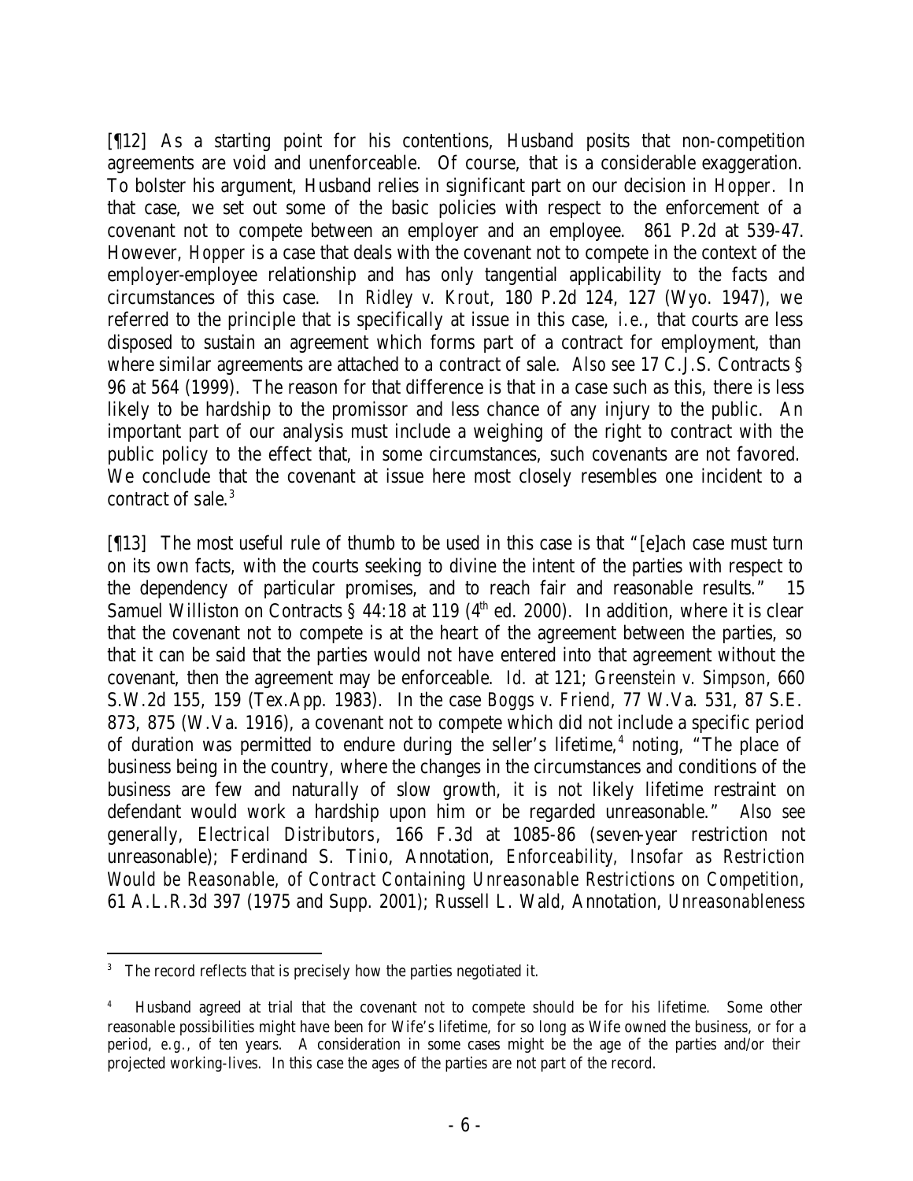[¶12] As a starting point for his contentions, Husband posits that non-competition agreements are void and unenforceable. Of course, that is a considerable exaggeration. To bolster his argument, Husband relies in significant part on our decision in *Hopper*. In that case, we set out some of the basic policies with respect to the enforcement of a covenant not to compete between an employer and an employee. 861 P.2d at 539-47. However, *Hopper* is a case that deals with the covenant not to compete in the context of the employer-employee relationship and has only tangential applicability to the facts and circumstances of this case. In *Ridley v. Krout*, 180 P.2d 124, 127 (Wyo. 1947), we referred to the principle that is specifically at issue in this case, *i.e.*, that courts are less disposed to sustain an agreement which forms part of a contract for employment, than where similar agreements are attached to a contract of sale. *Also see* 17 C.J.S. Contracts § 96 at 564 (1999). The reason for that difference is that in a case such as this, there is less likely to be hardship to the promissor and less chance of any injury to the public. An important part of our analysis must include a weighing of the right to contract with the public policy to the effect that, in some circumstances, such covenants are not favored. We conclude that the covenant at issue here most closely resembles one incident to a contract of sale.[3]

[¶13] The most useful rule of thumb to be used in this case is that "[e]ach case must turn on its own facts, with the courts seeking to divine the intent of the parties with respect to the dependency of particular promises, and to reach fair and reasonable results." 15 Samuel Williston on Contracts § 44:18 at 119 (4th ed. 2000). In addition, where it is clear that the covenant not to compete is at the heart of the agreement between the parties, so that it can be said that the parties would not have entered into that agreement without the covenant, then the agreement may be enforceable. *Id.* at 121; *Greenstein v. Simpson*, 660 S.W.2d 155, 159 (Tex.App. 1983). In the case *Boggs v. Friend*, 77 W.Va. 531, 87 S.E. 873, 875 (W.Va. 1916), a covenant not to compete which did not include a specific period of duration was permitted to endure during the seller's lifetime,[4] noting, "The place of business being in the country, where the changes in the circumstances and conditions of the business are few and naturally of slow growth, it is not likely lifetime restraint on defendant would work a hardship upon him or be regarded unreasonable." *Also* see generally, *Electrical Distributors*, 166 F.3d at 1085-86 (seven-year restriction not unreasonable); Ferdinand S. Tinio, Annotation, *Enforceability, Insofar as Restriction Would be Reasonable, of Contract Containing Unreasonable Restrictions on Competition*, 61 A.L.R.3d 397 (1975 and Supp. 2001); Russell L. Wald, Annotation, *Unreasonableness*

---

[3] The record reflects that is precisely how the parties negotiated it.

[4] Husband agreed at trial that the covenant not to compete should be for his lifetime. Some other reasonable possibilities might have been for Wife's lifetime, for so long as Wife owned the business, or for a period, *e.g.*, of ten years. A consideration in some cases might be the age of the parties and/or their projected working-lives. In this case the ages of the parties are not part of the record.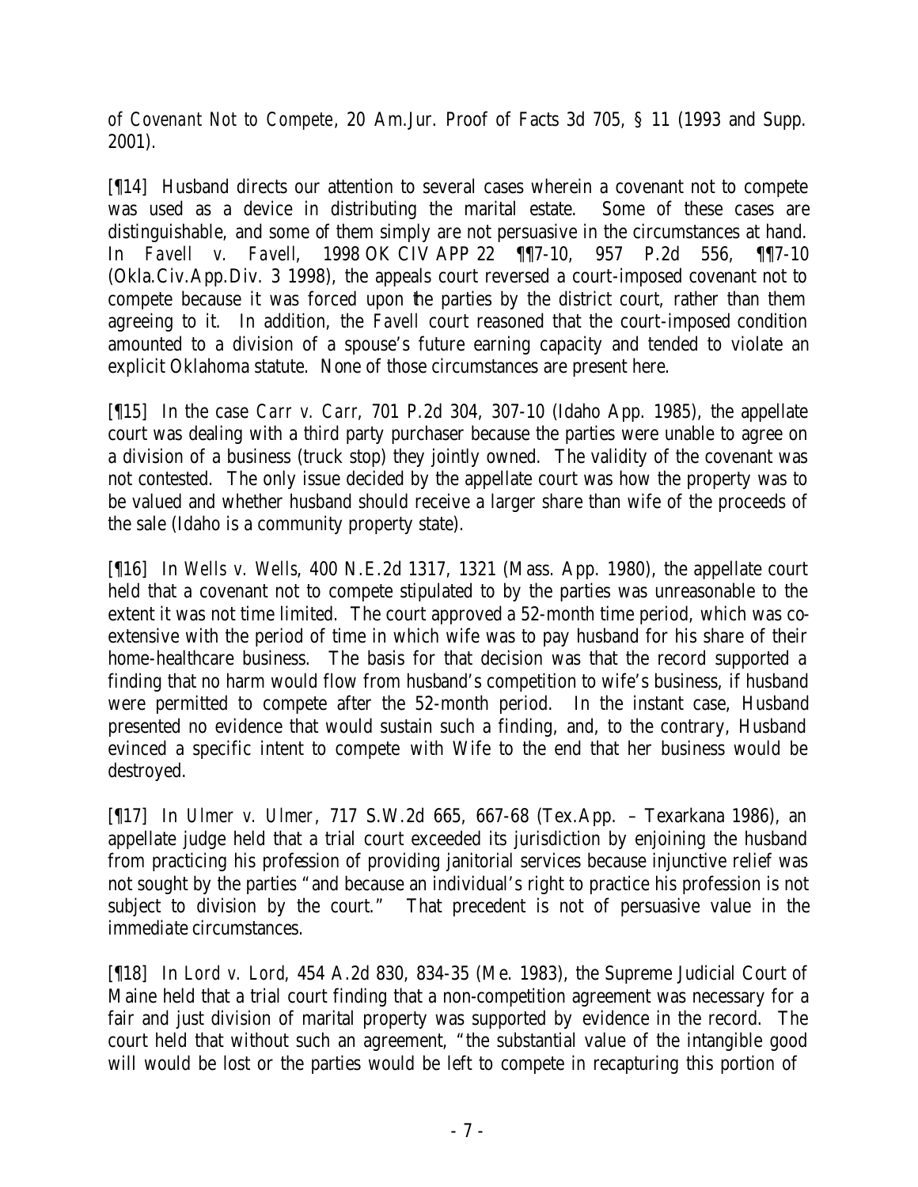*of Covenant Not to Compete*, 20 Am.Jur. Proof of Facts 3d 705, § 11 (1993 and Supp. 2001).

[¶14] Husband directs our attention to several cases wherein a covenant not to compete was used as a device in distributing the marital estate. Some of these cases are distinguishable, and some of them simply are not persuasive in the circumstances at hand. In *Favell v. Favell*, 1998 OK CIV APP 22 ¶¶7-10, 957 P.2d 556, ¶¶7-10 (Okla.Civ.App.Div. 3 1998), the appeals court reversed a court-imposed covenant not to compete because it was forced upon the parties by the district court, rather than them agreeing to it. In addition, the *Favell* court reasoned that the court-imposed condition amounted to a division of a spouse's future earning capacity and tended to violate an explicit Oklahoma statute. None of those circumstances are present here.

[¶15] In the case *Carr v. Carr*, 701 P.2d 304, 307-10 (Idaho App. 1985), the appellate court was dealing with a third party purchaser because the parties were unable to agree on a division of a business (truck stop) they jointly owned. The validity of the covenant was not contested. The only issue decided by the appellate court was how the property was to be valued and whether husband should receive a larger share than wife of the proceeds of the sale (Idaho is a community property state).

[¶16] In *Wells v. Wells*, 400 N.E.2d 1317, 1321 (Mass. App. 1980), the appellate court held that a covenant not to compete stipulated to by the parties was unreasonable to the extent it was not time limited. The court approved a 52-month time period, which was co-extensive with the period of time in which wife was to pay husband for his share of their home-healthcare business. The basis for that decision was that the record supported a finding that no harm would flow from husband's competition to wife's business, if husband were permitted to compete after the 52-month period. In the instant case, Husband presented no evidence that would sustain such a finding, and, to the contrary, Husband evinced a specific intent to compete with Wife to the end that her business would be destroyed.

[¶17] In *Ulmer v. Ulmer*, 717 S.W.2d 665, 667-68 (Tex.App. – Texarkana 1986), an appellate judge held that a trial court exceeded its jurisdiction by enjoining the husband from practicing his profession of providing janitorial services because injunctive relief was not sought by the parties "and because an individual's right to practice his profession is not subject to division by the court." That precedent is not of persuasive value in the immediate circumstances.

[¶18] In *Lord v. Lord*, 454 A.2d 830, 834-35 (Me. 1983), the Supreme Judicial Court of Maine held that a trial court finding that a non-competition agreement was necessary for a fair and just division of marital property was supported by evidence in the record. The court held that without such an agreement, "the substantial value of the intangible good will would be lost or the parties would be left to compete in recapturing this portion of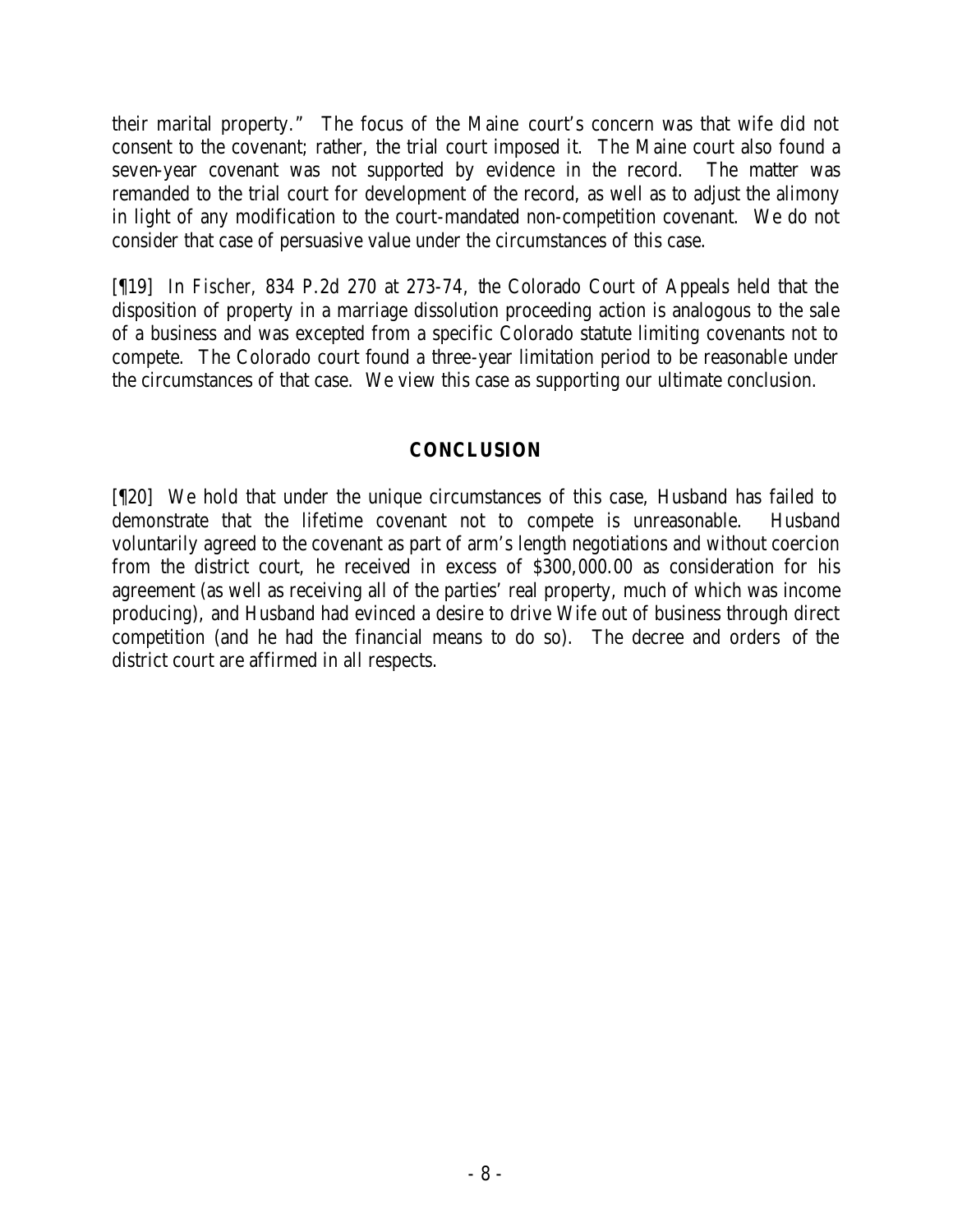their marital property." The focus of the Maine court's concern was that wife did not consent to the covenant; rather, the trial court imposed it. The Maine court also found a seven-year covenant was not supported by evidence in the record. The matter was remanded to the trial court for development of the record, as well as to adjust the alimony in light of any modification to the court-mandated non-competition covenant. We do not consider that case of persuasive value under the circumstances of this case.

[¶19] In *Fischer*, 834 P.2d 270 at 273-74, the Colorado Court of Appeals held that the disposition of property in a marriage dissolution proceeding action is analogous to the sale of a business and was excepted from a specific Colorado statute limiting covenants not to compete. The Colorado court found a three-year limitation period to be reasonable under the circumstances of that case. We view this case as supporting our ultimate conclusion.

## CONCLUSION

[¶20] We hold that under the unique circumstances of this case, Husband has failed to demonstrate that the lifetime covenant not to compete is unreasonable. Husband voluntarily agreed to the covenant as part of arm's length negotiations and without coercion from the district court, he received in excess of $300,000.00 as consideration for his agreement (as well as receiving all of the parties' real property, much of which was income producing), and Husband had evinced a desire to drive Wife out of business through direct competition (and he had the financial means to do so). The decree and orders of the district court are affirmed in all respects.